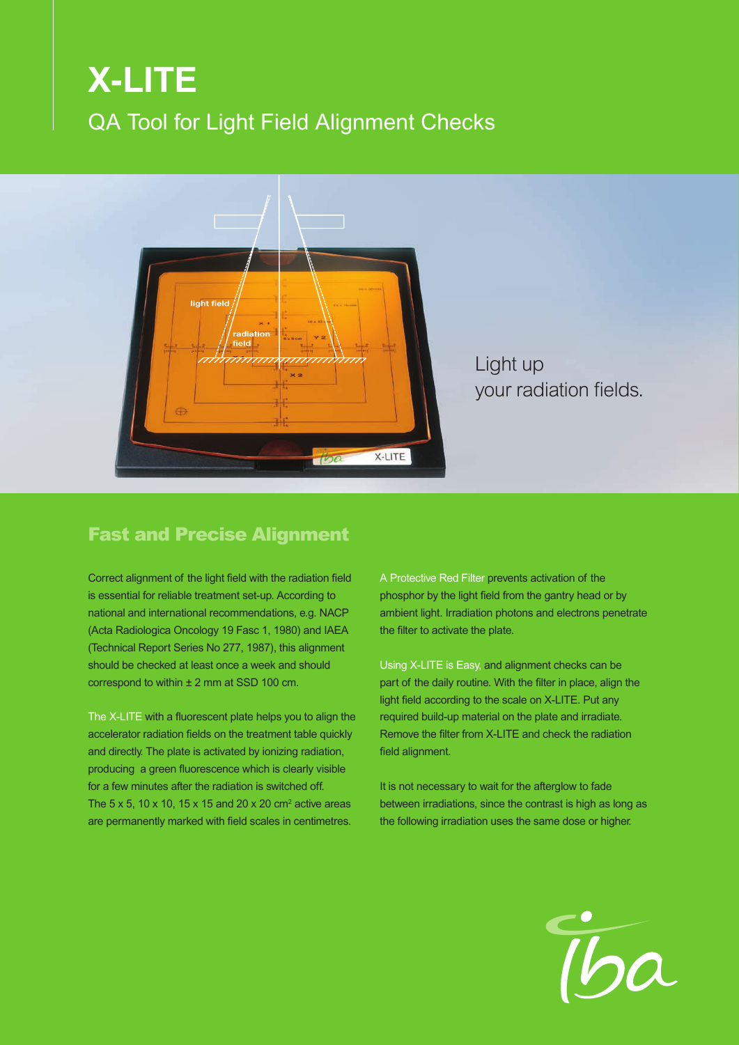# X-LITE

## QA Tool for Light Field Alignment Checks

Light up
your radiation fields.

## Fast and Precise Alignment

Correct alignment of the light field with the radiation field is essential for reliable treatment set-up. According to national and international recommendations, e.g. NACP (Acta Radiologica Oncology 19 Fasc 1, 1980) and IAEA (Technical Report Series No 277, 1987), this alignment should be checked at least once a week and should correspond to within ± 2 mm at SSD 100 cm.

The X-LITE with a fluorescent plate helps you to align the accelerator radiation fields on the treatment table quickly and directly. The plate is activated by ionizing radiation, producing a green fluorescence which is clearly visible for a few minutes after the radiation is switched off. The 5 x 5, 10 x 10, 15 x 15 and 20 x 20 $cm^2$ active areas are permanently marked with field scales in centimetres.

A Protective Red Filter prevents activation of the phosphor by the light field from the gantry head or by ambient light. Irradiation photons and electrons penetrate the filter to activate the plate.

Using X-LITE is Easy, and alignment checks can be part of the daily routine. With the filter in place, align the light field according to the scale on X-LITE. Put any required build-up material on the plate and irradiate. Remove the filter from X-LITE and check the radiation field alignment.

It is not necessary to wait for the afterglow to fade between irradiations, since the contrast is high as long as the following irradiation uses the same dose or higher.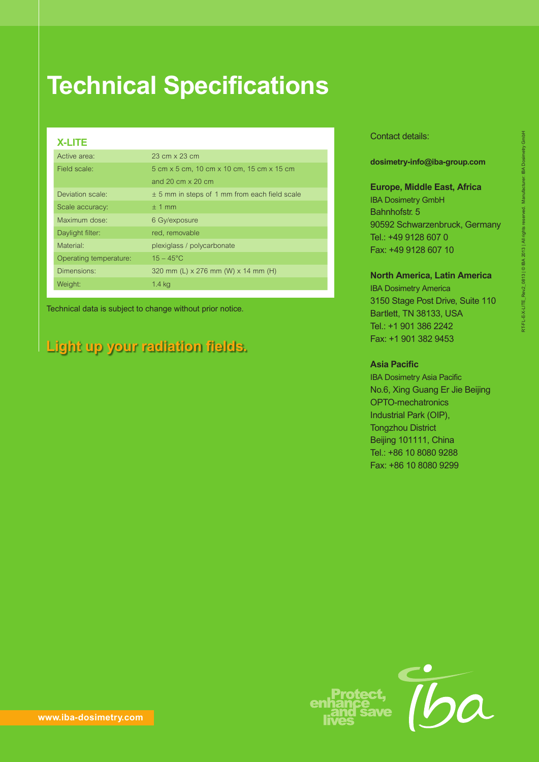# Technical Specifications

## X-LITE

| | |
|---|---|
| Active area: | 23 cm x 23 cm |
| Field scale: | 5 cm x 5 cm, 10 cm x 10 cm, 15 cm x 15 cm and 20 cm x 20 cm |
| Deviation scale: | ± 5 mm in steps of 1 mm from each field scale |
| Scale accuracy: | ± 1 mm |
| Maximum dose: | 6 Gy/exposure |
| Daylight filter: | red, removable |
| Material: | plexiglass / polycarbonate |
| Operating temperature: | 15 – 45°C |
| Dimensions: | 320 mm (L) x 276 mm (W) x 14 mm (H) |
| Weight: | 1.4 kg |

Technical data is subject to change without prior notice.

**Light up your radiation fields.**

Contact details:

**dosimetry-info@iba-group.com**

**Europe, Middle East, Africa**
IBA Dosimetry GmbH
Bahnhofstr. 5
90592 Schwarzenbruck, Germany
Tel.: +49 9128 607 0
Fax: +49 9128 607 10

**North America, Latin America**
IBA Dosimetry America
3150 Stage Post Drive, Suite 110
Bartlett, TN 38133, USA
Tel.: +1 901 386 2242
Fax: +1 901 382 9453

**Asia Pacific**
IBA Dosimetry Asia Pacific
No.6, Xing Guang Er Jie Beijing
OPTO-mechatronics
Industrial Park (OIP),
Tongzhou District
Beijing 101111, China
Tel.: +86 10 8080 9288
Fax: +86 10 8080 9299

RT-FL-E-X-LITE_Rev2_0813 | © IBA 2013 | All rights reserved. Manufacturer: IBA Dosimetry GmbH

Protect, enhance and save lives

www.iba-dosimetry.com